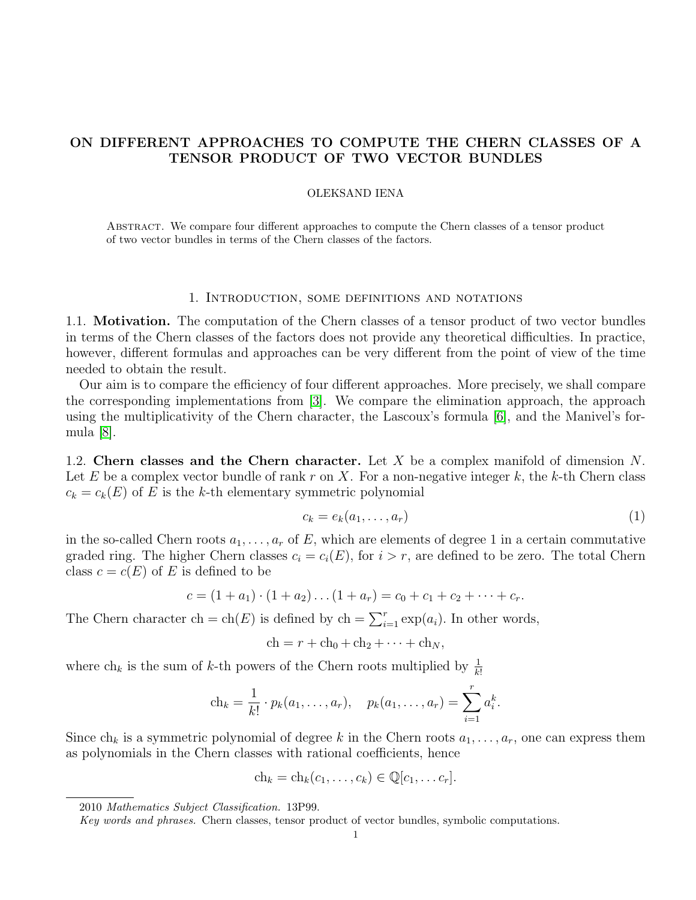# ON DIFFERENT APPROACHES TO COMPUTE THE CHERN CLASSES OF A TENSOR PRODUCT OF TWO VECTOR BUNDLES

OLEKSAND IENA

Abstract. We compare four different approaches to compute the Chern classes of a tensor product of two vector bundles in terms of the Chern classes of the factors.

## 1. Introduction, some definitions and notations

**1.1. Motivation.** The computation of the Chern classes of a tensor product of two vector bundles in terms of the Chern classes of the factors does not provide any theoretical difficulties. In practice, however, different formulas and approaches can be very different from the point of view of the time needed to obtain the result.

Our aim is to compare the efficiency of four different approaches. More precisely, we shall compare the corresponding implementations from [3]. We compare the elimination approach, the approach using the multiplicativity of the Chern character, the Lascoux's formula [6], and the Manivel's formula [8].

**1.2. Chern classes and the Chern character.** Let $X$ be a complex manifold of dimension $N$. Let $E$ be a complex vector bundle of rank $r$ on $X$. For a non-negative integer $k$, the $k$-th Chern class $c_k = c_k(E)$ of $E$ is the $k$-th elementary symmetric polynomial

$$c_k = e_k(a_1, \ldots, a_r) \tag{1}$$

in the so-called Chern roots $a_1, \ldots, a_r$ of $E$, which are elements of degree 1 in a certain commutative graded ring. The higher Chern classes $c_i = c_i(E)$, for $i > r$, are defined to be zero. The total Chern class $c = c(E)$ of $E$ is defined to be

$$c = (1 + a_1) \cdot (1 + a_2) \ldots (1 + a_r) = c_0 + c_1 + c_2 + \cdots + c_r.$$

The Chern character $\mathrm{ch} = \mathrm{ch}(E)$ is defined by $\mathrm{ch} = \sum_{i=1}^{r} \exp(a_i)$. In other words,

$$\mathrm{ch} = r + \mathrm{ch}_0 + \mathrm{ch}_2 + \cdots + \mathrm{ch}_N,$$

where $\mathrm{ch}_k$ is the sum of $k$-th powers of the Chern roots multiplied by $\frac{1}{k!}$

$$\mathrm{ch}_k = \frac{1}{k!} \cdot p_k(a_1, \ldots, a_r), \quad p_k(a_1, \ldots, a_r) = \sum_{i=1}^{r} a_i^k.$$

Since $\mathrm{ch}_k$ is a symmetric polynomial of degree $k$ in the Chern roots $a_1, \ldots, a_r$, one can express them as polynomials in the Chern classes with rational coefficients, hence

$$\mathrm{ch}_k = \mathrm{ch}_k(c_1, \ldots, c_k) \in \mathbb{Q}[c_1, \ldots c_r].$$

---

2010 *Mathematics Subject Classification.* 13P99.

*Key words and phrases.* Chern classes, tensor product of vector bundles, symbolic computations.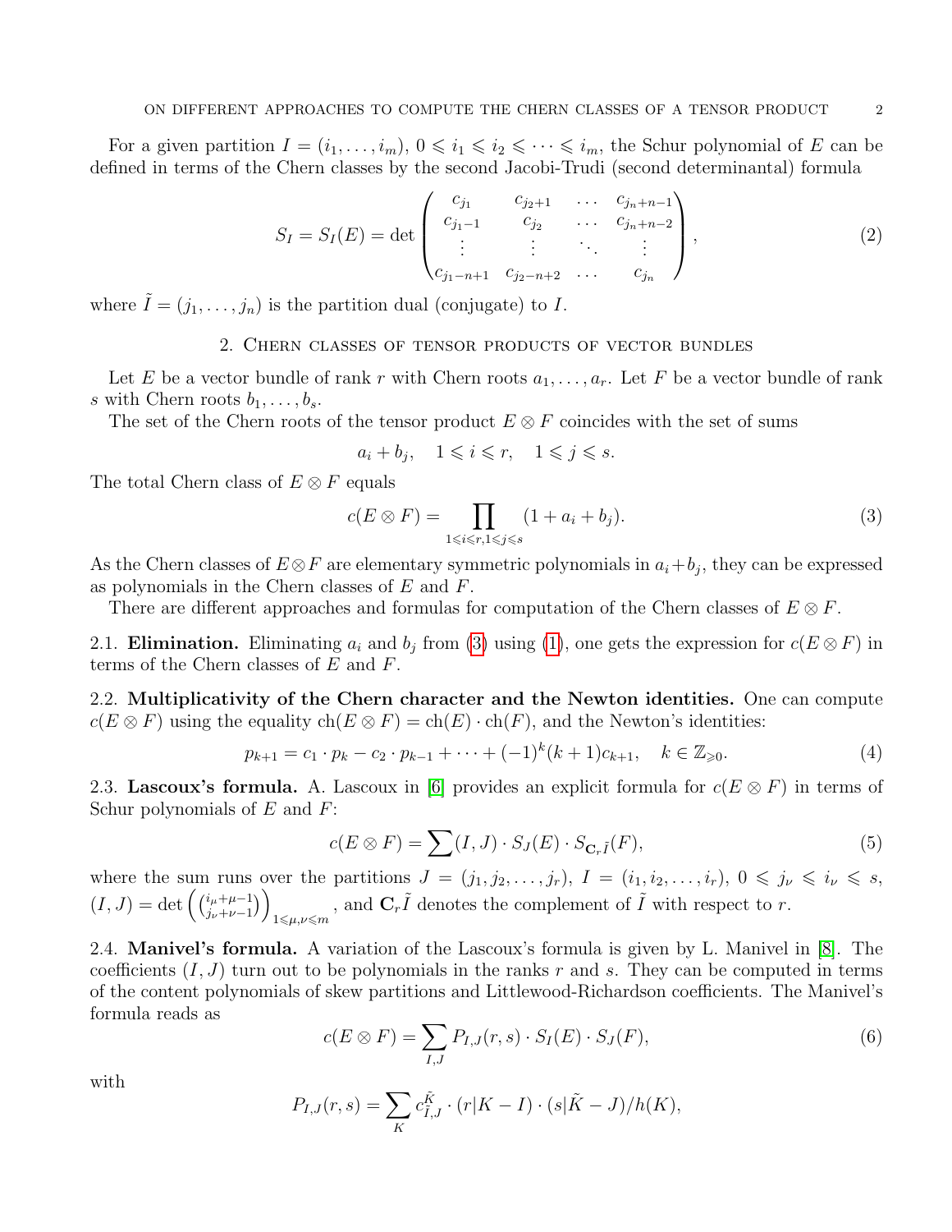For a given partition $I = (i_1, \ldots, i_m)$, $0 \leqslant i_1 \leqslant i_2 \leqslant \cdots \leqslant i_m$, the Schur polynomial of $E$ can be defined in terms of the Chern classes by the second Jacobi-Trudi (second determinantal) formula

$$S_I = S_I(E) = \det \begin{pmatrix} c_{j_1} & c_{j_2+1} & \ldots & c_{j_n+n-1} \\ c_{j_1-1} & c_{j_2} & \ldots & c_{j_n+n-2} \\ \vdots & \vdots & \ddots & \vdots \\ c_{j_1-n+1} & c_{j_2-n+2} & \ldots & c_{j_n} \end{pmatrix}, \tag{2}$$

where $\tilde{I} = (j_1, \ldots, j_n)$ is the partition dual (conjugate) to $I$.

## 2. Chern classes of tensor products of vector bundles

Let $E$ be a vector bundle of rank $r$ with Chern roots $a_1, \ldots, a_r$. Let $F$ be a vector bundle of rank $s$ with Chern roots $b_1, \ldots, b_s$.

The set of the Chern roots of the tensor product $E \otimes F$ coincides with the set of sums

$$a_i + b_j, \quad 1 \leqslant i \leqslant r, \quad 1 \leqslant j \leqslant s.$$

The total Chern class of $E \otimes F$ equals

$$c(E \otimes F) = \prod_{1 \leqslant i \leqslant r, 1 \leqslant j \leqslant s} (1 + a_i + b_j). \tag{3}$$

As the Chern classes of $E \otimes F$ are elementary symmetric polynomials in $a_i + b_j$, they can be expressed as polynomials in the Chern classes of $E$ and $F$.

There are different approaches and formulas for computation of the Chern classes of $E \otimes F$.

2.1. **Elimination.** Eliminating $a_i$ and $b_j$ from (3) using (1), one gets the expression for $c(E \otimes F)$ in terms of the Chern classes of $E$ and $F$.

2.2. **Multiplicativity of the Chern character and the Newton identities.** One can compute $c(E \otimes F)$ using the equality $\operatorname{ch}(E \otimes F) = \operatorname{ch}(E) \cdot \operatorname{ch}(F)$, and the Newton's identities:

$$p_{k+1} = c_1 \cdot p_k - c_2 \cdot p_{k-1} + \cdots + (-1)^k (k+1) c_{k+1}, \quad k \in \mathbb{Z}_{\geqslant 0}. \tag{4}$$

2.3. **Lascoux's formula.** A. Lascoux in [6] provides an explicit formula for $c(E \otimes F)$ in terms of Schur polynomials of $E$ and $F$:

$$c(E \otimes F) = \sum (I, J) \cdot S_J(E) \cdot S_{\mathbf{C}_r \tilde{I}}(F), \tag{5}$$

where the sum runs over the partitions $J = (j_1, j_2, \ldots, j_r)$, $I = (i_1, i_2, \ldots, i_r)$, $0 \leqslant j_\nu \leqslant i_\nu \leqslant s$, $(I, J) = \det \left( \binom{i_\mu + \mu - 1}{j_\nu + \nu - 1} \right)_{1 \leqslant \mu, \nu \leqslant m}$, and $\mathbf{C}_r \tilde{I}$ denotes the complement of $\tilde{I}$ with respect to $r$.

2.4. **Manivel's formula.** A variation of the Lascoux's formula is given by L. Manivel in [8]. The coefficients $(I, J)$ turn out to be polynomials in the ranks $r$ and $s$. They can be computed in terms of the content polynomials of skew partitions and Littlewood-Richardson coefficients. The Manivel's formula reads as

$$c(E \otimes F) = \sum_{I,J} P_{I,J}(r, s) \cdot S_I(E) \cdot S_J(F), \tag{6}$$

with

$$P_{I,J}(r, s) = \sum_K c^{\tilde{K}}_{\tilde{I}, J} \cdot (r | K - I) \cdot (s | \tilde{K} - J) / h(K),$$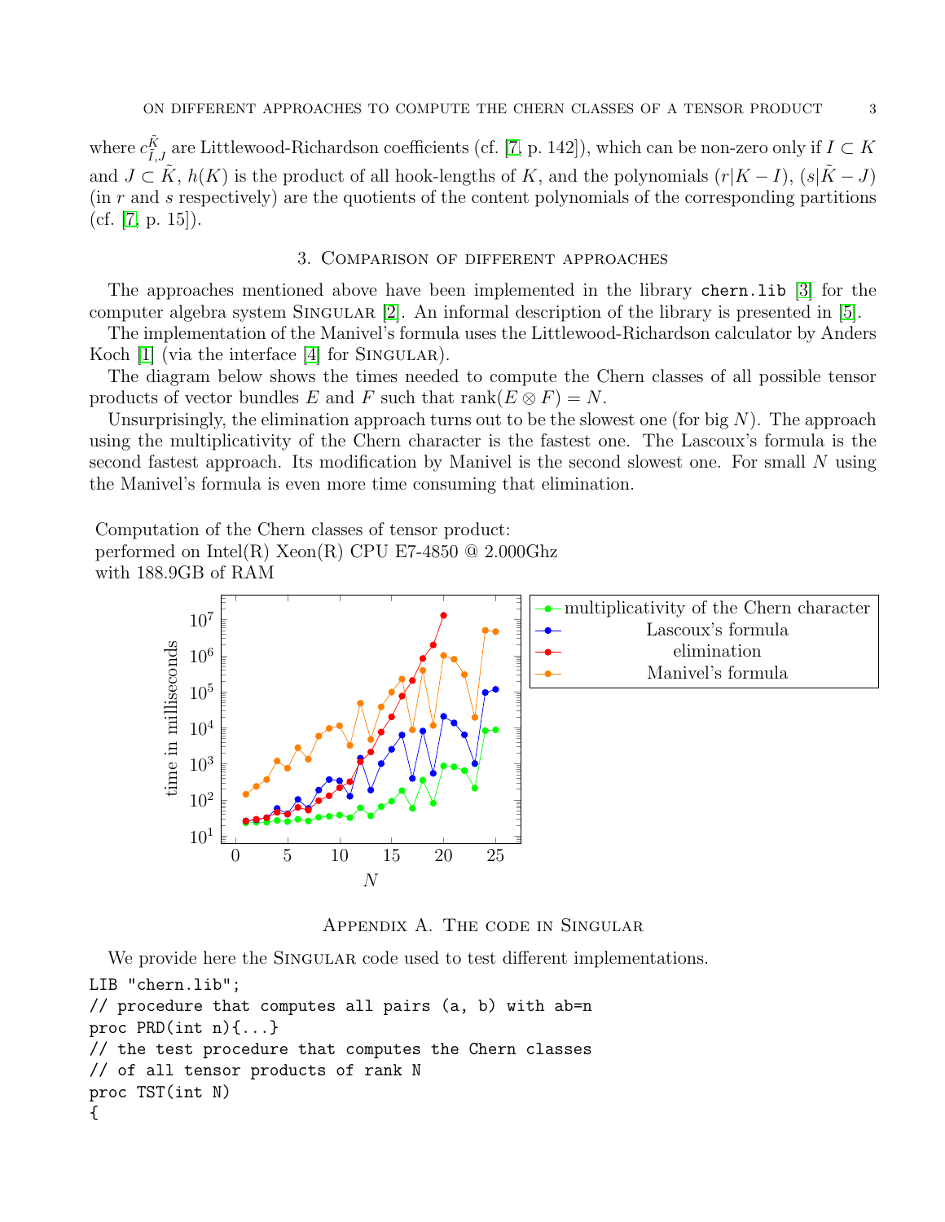where $c^{\tilde{K}}_{\tilde{I},J}$ are Littlewood-Richardson coefficients (cf. [7, p. 142]), which can be non-zero only if $I \subset K$ and $J \subset \tilde{K}$, $h(K)$ is the product of all hook-lengths of $K$, and the polynomials $(r|K - I)$, $(s|\tilde{K} - J)$ (in $r$ and $s$ respectively) are the quotients of the content polynomials of the corresponding partitions (cf. [7, p. 15]).

## 3. Comparison of different approaches

The approaches mentioned above have been implemented in the library `chern.lib` [3] for the computer algebra system Singular [2]. An informal description of the library is presented in [5].

The implementation of the Manivel's formula uses the Littlewood-Richardson calculator by Anders Koch [1] (via the interface [4] for Singular).

The diagram below shows the times needed to compute the Chern classes of all possible tensor products of vector bundles $E$ and $F$ such that $\operatorname{rank}(E \otimes F) = N$.

Unsurprisingly, the elimination approach turns out to be the slowest one (for big $N$). The approach using the multiplicativity of the Chern character is the fastest one. The Lascoux's formula is the second fastest approach. Its modification by Manivel is the second slowest one. For small $N$ using the Manivel's formula is even more time consuming that elimination.

Computation of the Chern classes of tensor product:
performed on Intel(R) Xeon(R) CPU E7-4850 @ 2.000Ghz
with 188.9GB of RAM

## Appendix A. The code in Singular

We provide here the Singular code used to test different implementations.

```
LIB "chern.lib";
// procedure that computes all pairs (a, b) with ab=n
proc PRD(int n){...}
// the test procedure that computes the Chern classes
// of all tensor products of rank N
proc TST(int N)
{
```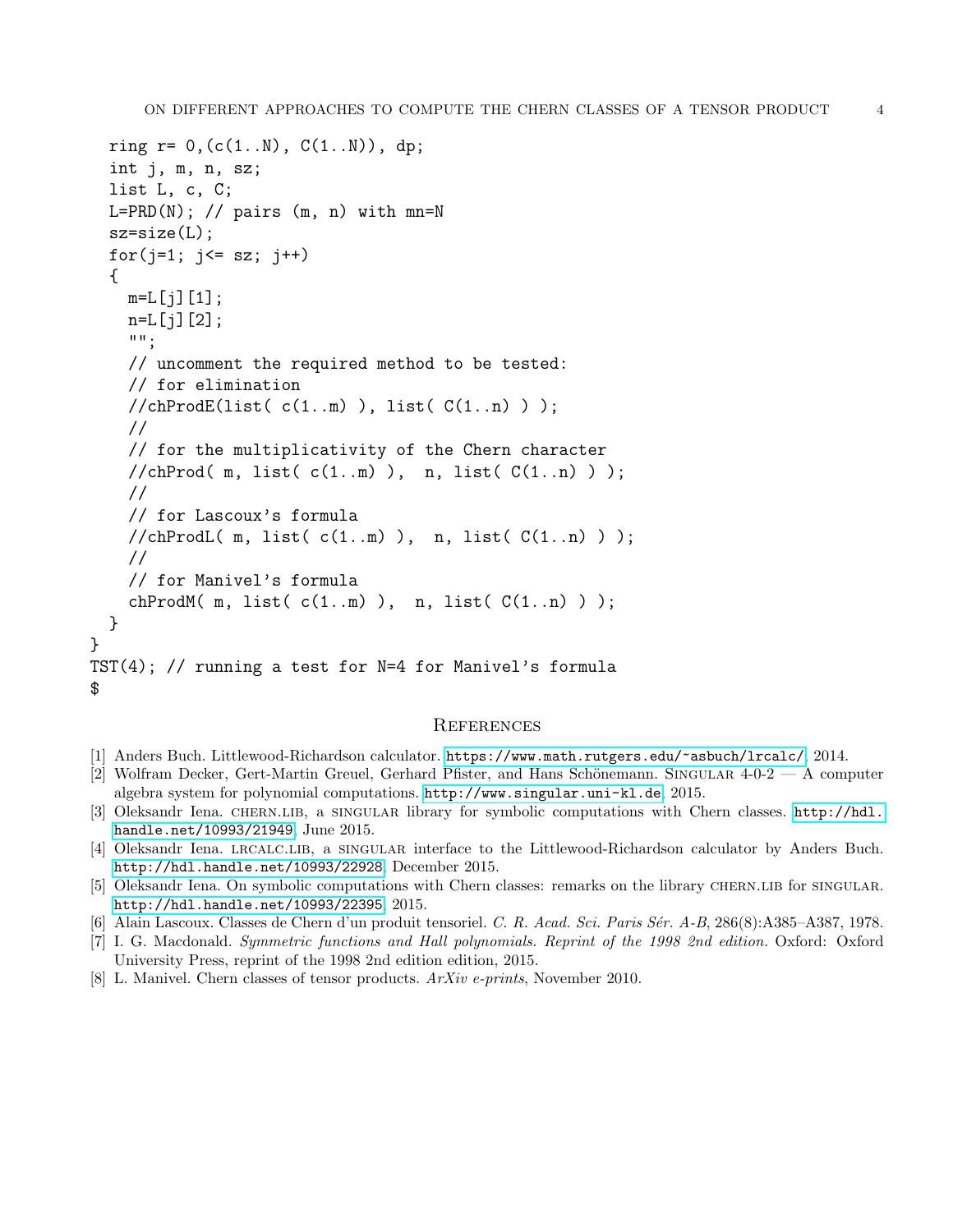```
  ring r= 0,(c(1..N), C(1..N)), dp;
  int j, m, n, sz;
  list L, c, C;
  L=PRD(N); // pairs (m, n) with mn=N
  sz=size(L);
  for(j=1; j<= sz; j++)
  {
    m=L[j][1];
    n=L[j][2];
    "";
    // uncomment the required method to be tested:
    // for elimination
    //chProdE(list( c(1..m) ), list( C(1..n) ) );
    //
    // for the multiplicativity of the Chern character
    //chProd( m, list( c(1..m) ),  n, list( C(1..n) ) );
    //
    // for Lascoux's formula
    //chProdL( m, list( c(1..m) ),  n, list( C(1..n) ) );
    //
    // for Manivel's formula
    chProdM( m, list( c(1..m) ),  n, list( C(1..n) ) );
  }
}
TST(4); // running a test for N=4 for Manivel's formula
$
```

## References

[1] Anders Buch. Littlewood-Richardson calculator. https://www.math.rutgers.edu/~asbuch/lrcalc/, 2014.

[2] Wolfram Decker, Gert-Martin Greuel, Gerhard Pfister, and Hans Schönemann. Singular 4-0-2 — A computer algebra system for polynomial computations. http://www.singular.uni-kl.de, 2015.

[3] Oleksandr Iena. chern.lib, a singular library for symbolic computations with Chern classes. http://hdl.handle.net/10993/21949, June 2015.

[4] Oleksandr Iena. lrcalc.lib, a singular interface to the Littlewood-Richardson calculator by Anders Buch. http://hdl.handle.net/10993/22928, December 2015.

[5] Oleksandr Iena. On symbolic computations with Chern classes: remarks on the library chern.lib for singular. http://hdl.handle.net/10993/22395, 2015.

[6] Alain Lascoux. Classes de Chern d'un produit tensoriel. *C. R. Acad. Sci. Paris Sér. A-B*, 286(8):A385–A387, 1978.

[7] I. G. Macdonald. *Symmetric functions and Hall polynomials. Reprint of the 1998 2nd edition.* Oxford: Oxford University Press, reprint of the 1998 2nd edition edition, 2015.

[8] L. Manivel. Chern classes of tensor products. *ArXiv e-prints*, November 2010.